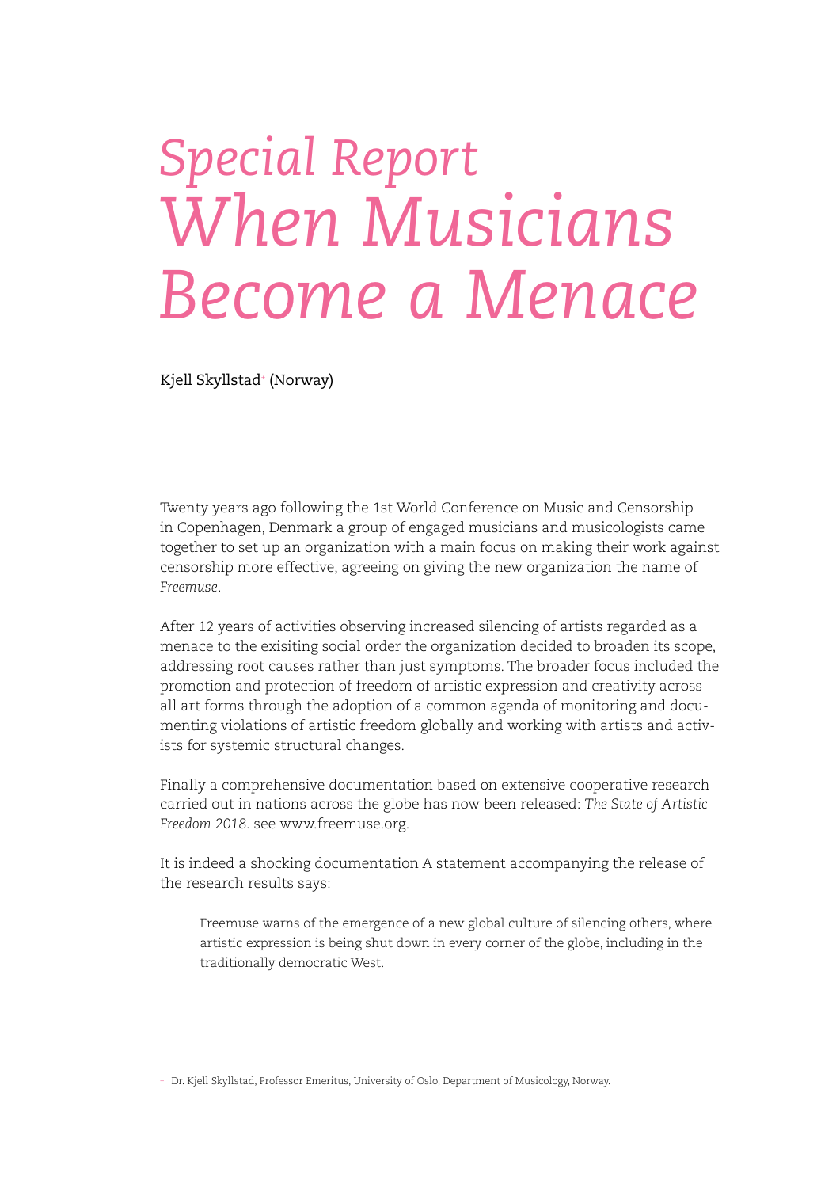# *Special Report*
# *When Musicians Become a Menace*

Kjell Skyllstad[+] (Norway)

Twenty years ago following the 1st World Conference on Music and Censorship in Copenhagen, Denmark a group of engaged musicians and musicologists came together to set up an organization with a main focus on making their work against censorship more effective, agreeing on giving the new organization the name of *Freemuse*.

After 12 years of activities observing increased silencing of artists regarded as a menace to the exisiting social order the organization decided to broaden its scope, addressing root causes rather than just symptoms. The broader focus included the promotion and protection of freedom of artistic expression and creativity across all art forms through the adoption of a common agenda of monitoring and documenting violations of artistic freedom globally and working with artists and activists for systemic structural changes.

Finally a comprehensive documentation based on extensive cooperative research carried out in nations across the globe has now been released: *The State of Artistic Freedom 2018*. see www.freemuse.org.

It is indeed a shocking documentation A statement accompanying the release of the research results says:

> Freemuse warns of the emergence of a new global culture of silencing others, where artistic expression is being shut down in every corner of the globe, including in the traditionally democratic West.

[+] Dr. Kjell Skyllstad, Professor Emeritus, University of Oslo, Department of Musicology, Norway.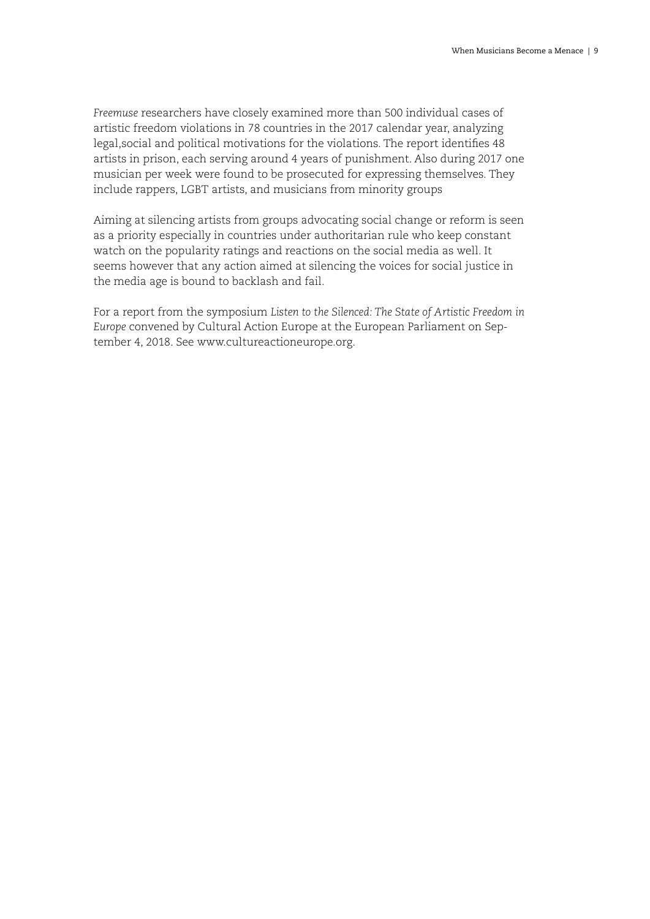*Freemuse* researchers have closely examined more than 500 individual cases of artistic freedom violations in 78 countries in the 2017 calendar year, analyzing legal,social and political motivations for the violations. The report identifies 48 artists in prison, each serving around 4 years of punishment. Also during 2017 one musician per week were found to be prosecuted for expressing themselves. They include rappers, LGBT artists, and musicians from minority groups

Aiming at silencing artists from groups advocating social change or reform is seen as a priority especially in countries under authoritarian rule who keep constant watch on the popularity ratings and reactions on the social media as well. It seems however that any action aimed at silencing the voices for social justice in the media age is bound to backlash and fail.

For a report from the symposium *Listen to the Silenced: The State of Artistic Freedom in Europe* convened by Cultural Action Europe at the European Parliament on September 4, 2018. See www.cultureactioneurope.org.